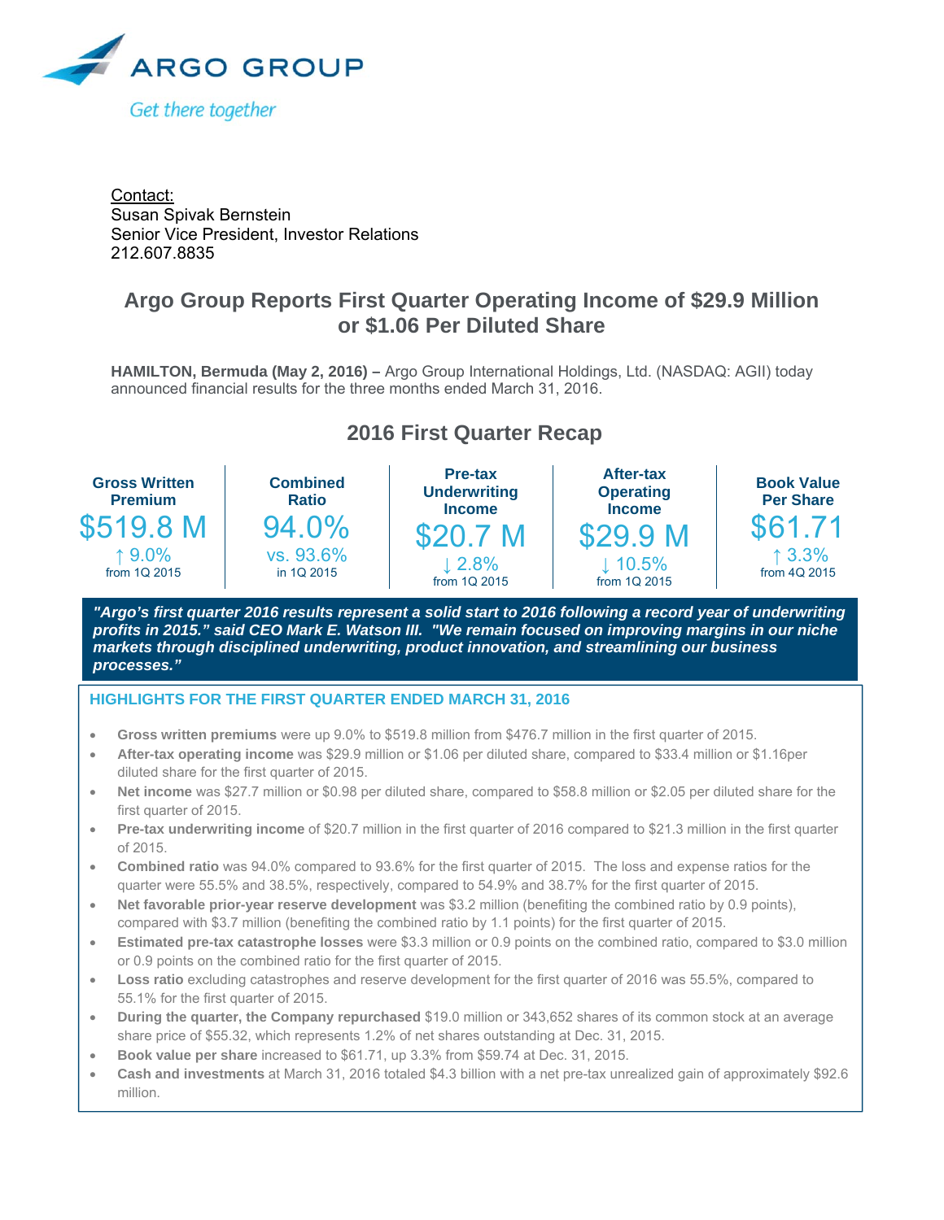ARGO GROUP

*Get there together*

Contact:
Susan Spivak Bernstein
Senior Vice President, Investor Relations
212.607.8835

# Argo Group Reports First Quarter Operating Income of $29.9 Million or $1.06 Per Diluted Share

**HAMILTON, Bermuda (May 2, 2016) –** Argo Group International Holdings, Ltd. (NASDAQ: AGII) today announced financial results for the three months ended March 31, 2016.

## 2016 First Quarter Recap

| Gross Written Premium | Combined Ratio | Pre-tax Underwriting Income | After-tax Operating Income | Book Value Per Share |
|---|---|---|---|---|
| $519.8 M | 94.0% | $20.7 M | $29.9 M | $61.71 |
| ↑ 9.0% from 1Q 2015 | vs. 93.6% in 1Q 2015 | ↓ 2.8% from 1Q 2015 | ↓ 10.5% from 1Q 2015 | ↑ 3.3% from 4Q 2015 |

***"Argo's first quarter 2016 results represent a solid start to 2016 following a record year of underwriting profits in 2015." said CEO Mark E. Watson III. "We remain focused on improving margins in our niche markets through disciplined underwriting, product innovation, and streamlining our business processes."***

### HIGHLIGHTS FOR THE FIRST QUARTER ENDED MARCH 31, 2016

- **Gross written premiums** were up 9.0% to $519.8 million from $476.7 million in the first quarter of 2015.
- **After-tax operating income** was $29.9 million or $1.06 per diluted share, compared to $33.4 million or $1.16per diluted share for the first quarter of 2015.
- **Net income** was $27.7 million or $0.98 per diluted share, compared to $58.8 million or $2.05 per diluted share for the first quarter of 2015.
- **Pre-tax underwriting income** of $20.7 million in the first quarter of 2016 compared to $21.3 million in the first quarter of 2015.
- **Combined ratio** was 94.0% compared to 93.6% for the first quarter of 2015. The loss and expense ratios for the quarter were 55.5% and 38.5%, respectively, compared to 54.9% and 38.7% for the first quarter of 2015.
- **Net favorable prior-year reserve development** was $3.2 million (benefiting the combined ratio by 0.9 points), compared with $3.7 million (benefiting the combined ratio by 1.1 points) for the first quarter of 2015.
- **Estimated pre-tax catastrophe losses** were $3.3 million or 0.9 points on the combined ratio, compared to $3.0 million or 0.9 points on the combined ratio for the first quarter of 2015.
- **Loss ratio** excluding catastrophes and reserve development for the first quarter of 2016 was 55.5%, compared to 55.1% for the first quarter of 2015.
- **During the quarter, the Company repurchased** $19.0 million or 343,652 shares of its common stock at an average share price of $55.32, which represents 1.2% of net shares outstanding at Dec. 31, 2015.
- **Book value per share** increased to $61.71, up 3.3% from $59.74 at Dec. 31, 2015.
- **Cash and investments** at March 31, 2016 totaled $4.3 billion with a net pre-tax unrealized gain of approximately $92.6 million.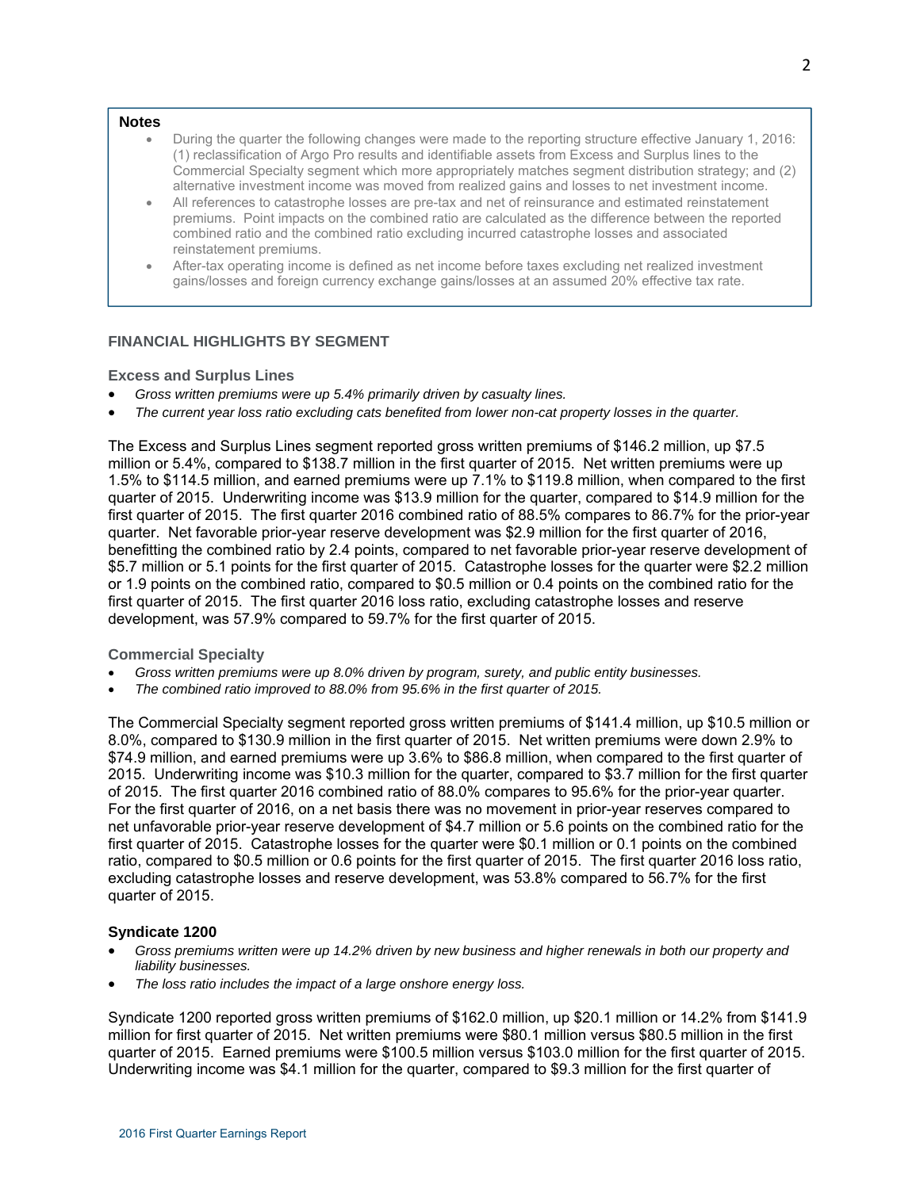**Notes**

- During the quarter the following changes were made to the reporting structure effective January 1, 2016: (1) reclassification of Argo Pro results and identifiable assets from Excess and Surplus lines to the Commercial Specialty segment which more appropriately matches segment distribution strategy; and (2) alternative investment income was moved from realized gains and losses to net investment income.
- All references to catastrophe losses are pre-tax and net of reinsurance and estimated reinstatement premiums. Point impacts on the combined ratio are calculated as the difference between the reported combined ratio and the combined ratio excluding incurred catastrophe losses and associated reinstatement premiums.
- After-tax operating income is defined as net income before taxes excluding net realized investment gains/losses and foreign currency exchange gains/losses at an assumed 20% effective tax rate.

## FINANCIAL HIGHLIGHTS BY SEGMENT

### Excess and Surplus Lines

- *Gross written premiums were up 5.4% primarily driven by casualty lines.*
- *The current year loss ratio excluding cats benefited from lower non-cat property losses in the quarter.*

The Excess and Surplus Lines segment reported gross written premiums of $146.2 million, up $7.5 million or 5.4%, compared to $138.7 million in the first quarter of 2015. Net written premiums were up 1.5% to $114.5 million, and earned premiums were up 7.1% to $119.8 million, when compared to the first quarter of 2015. Underwriting income was $13.9 million for the quarter, compared to $14.9 million for the first quarter of 2015. The first quarter 2016 combined ratio of 88.5% compares to 86.7% for the prior-year quarter. Net favorable prior-year reserve development was $2.9 million for the first quarter of 2016, benefitting the combined ratio by 2.4 points, compared to net favorable prior-year reserve development of $5.7 million or 5.1 points for the first quarter of 2015. Catastrophe losses for the quarter were $2.2 million or 1.9 points on the combined ratio, compared to $0.5 million or 0.4 points on the combined ratio for the first quarter of 2015. The first quarter 2016 loss ratio, excluding catastrophe losses and reserve development, was 57.9% compared to 59.7% for the first quarter of 2015.

### Commercial Specialty

- *Gross written premiums were up 8.0% driven by program, surety, and public entity businesses.*
- *The combined ratio improved to 88.0% from 95.6% in the first quarter of 2015.*

The Commercial Specialty segment reported gross written premiums of $141.4 million, up $10.5 million or 8.0%, compared to $130.9 million in the first quarter of 2015. Net written premiums were down 2.9% to $74.9 million, and earned premiums were up 3.6% to $86.8 million, when compared to the first quarter of 2015. Underwriting income was $10.3 million for the quarter, compared to $3.7 million for the first quarter of 2015. The first quarter 2016 combined ratio of 88.0% compares to 95.6% for the prior-year quarter. For the first quarter of 2016, on a net basis there was no movement in prior-year reserves compared to net unfavorable prior-year reserve development of $4.7 million or 5.6 points on the combined ratio for the first quarter of 2015. Catastrophe losses for the quarter were $0.1 million or 0.1 points on the combined ratio, compared to $0.5 million or 0.6 points for the first quarter of 2015. The first quarter 2016 loss ratio, excluding catastrophe losses and reserve development, was 53.8% compared to 56.7% for the first quarter of 2015.

### Syndicate 1200

- *Gross premiums written were up 14.2% driven by new business and higher renewals in both our property and liability businesses.*
- *The loss ratio includes the impact of a large onshore energy loss.*

Syndicate 1200 reported gross written premiums of $162.0 million, up $20.1 million or 14.2% from $141.9 million for first quarter of 2015. Net written premiums were $80.1 million versus $80.5 million in the first quarter of 2015. Earned premiums were $100.5 million versus $103.0 million for the first quarter of 2015. Underwriting income was $4.1 million for the quarter, compared to $9.3 million for the first quarter of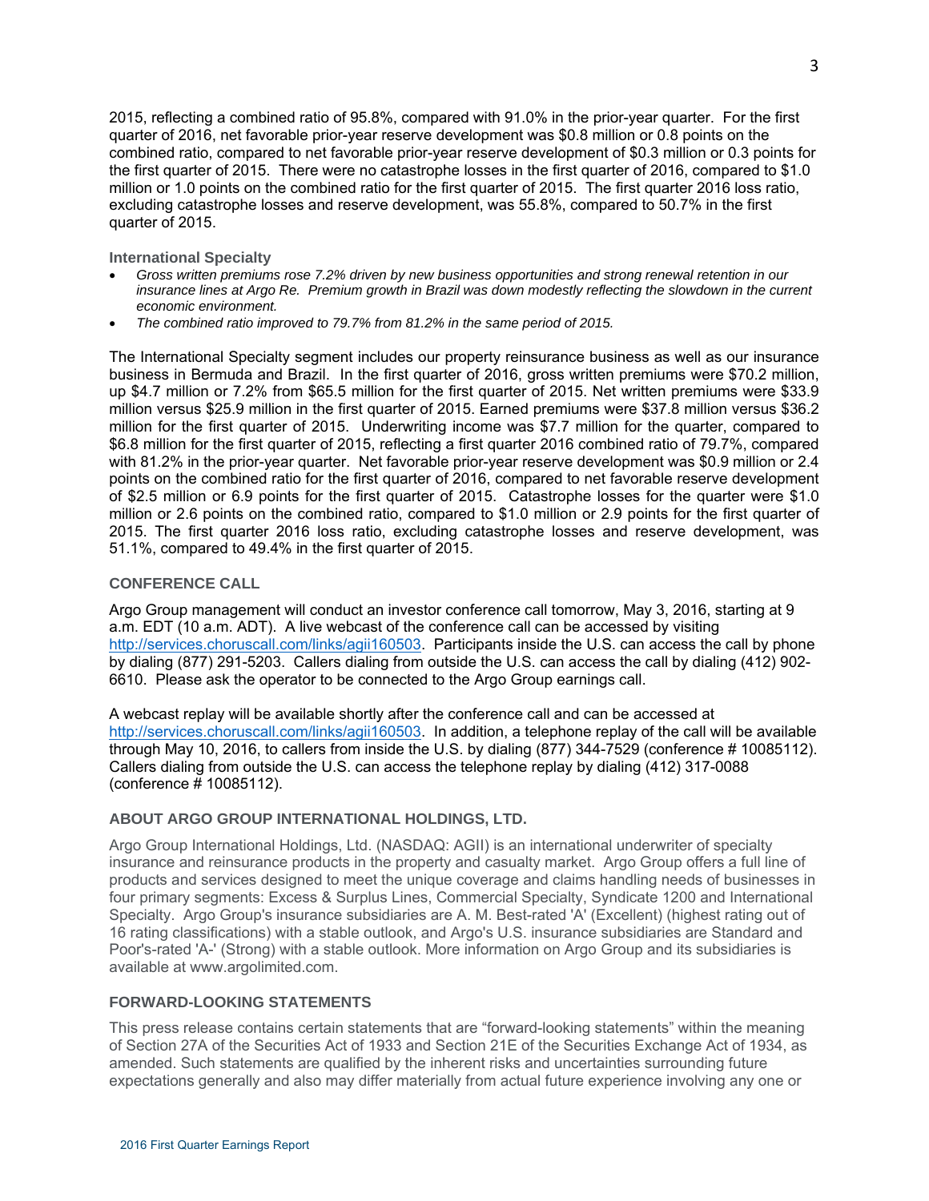2015, reflecting a combined ratio of 95.8%, compared with 91.0% in the prior-year quarter. For the first quarter of 2016, net favorable prior-year reserve development was $0.8 million or 0.8 points on the combined ratio, compared to net favorable prior-year reserve development of $0.3 million or 0.3 points for the first quarter of 2015. There were no catastrophe losses in the first quarter of 2016, compared to $1.0 million or 1.0 points on the combined ratio for the first quarter of 2015. The first quarter 2016 loss ratio, excluding catastrophe losses and reserve development, was 55.8%, compared to 50.7% in the first quarter of 2015.

### International Specialty

- *Gross written premiums rose 7.2% driven by new business opportunities and strong renewal retention in our insurance lines at Argo Re. Premium growth in Brazil was down modestly reflecting the slowdown in the current economic environment.*
- *The combined ratio improved to 79.7% from 81.2% in the same period of 2015.*

The International Specialty segment includes our property reinsurance business as well as our insurance business in Bermuda and Brazil. In the first quarter of 2016, gross written premiums were $70.2 million, up $4.7 million or 7.2% from $65.5 million for the first quarter of 2015. Net written premiums were $33.9 million versus $25.9 million in the first quarter of 2015. Earned premiums were $37.8 million versus $36.2 million for the first quarter of 2015. Underwriting income was $7.7 million for the quarter, compared to $6.8 million for the first quarter of 2015, reflecting a first quarter 2016 combined ratio of 79.7%, compared with 81.2% in the prior-year quarter. Net favorable prior-year reserve development was $0.9 million or 2.4 points on the combined ratio for the first quarter of 2016, compared to net favorable reserve development of $2.5 million or 6.9 points for the first quarter of 2015. Catastrophe losses for the quarter were $1.0 million or 2.6 points on the combined ratio, compared to $1.0 million or 2.9 points for the first quarter of 2015. The first quarter 2016 loss ratio, excluding catastrophe losses and reserve development, was 51.1%, compared to 49.4% in the first quarter of 2015.

## CONFERENCE CALL

Argo Group management will conduct an investor conference call tomorrow, May 3, 2016, starting at 9 a.m. EDT (10 a.m. ADT). A live webcast of the conference call can be accessed by visiting http://services.choruscall.com/links/agii160503. Participants inside the U.S. can access the call by phone by dialing (877) 291-5203. Callers dialing from outside the U.S. can access the call by dialing (412) 902-6610. Please ask the operator to be connected to the Argo Group earnings call.

A webcast replay will be available shortly after the conference call and can be accessed at http://services.choruscall.com/links/agii160503. In addition, a telephone replay of the call will be available through May 10, 2016, to callers from inside the U.S. by dialing (877) 344-7529 (conference # 10085112). Callers dialing from outside the U.S. can access the telephone replay by dialing (412) 317-0088 (conference # 10085112).

## ABOUT ARGO GROUP INTERNATIONAL HOLDINGS, LTD.

Argo Group International Holdings, Ltd. (NASDAQ: AGII) is an international underwriter of specialty insurance and reinsurance products in the property and casualty market. Argo Group offers a full line of products and services designed to meet the unique coverage and claims handling needs of businesses in four primary segments: Excess & Surplus Lines, Commercial Specialty, Syndicate 1200 and International Specialty. Argo Group's insurance subsidiaries are A. M. Best-rated 'A' (Excellent) (highest rating out of 16 rating classifications) with a stable outlook, and Argo's U.S. insurance subsidiaries are Standard and Poor's-rated 'A-' (Strong) with a stable outlook. More information on Argo Group and its subsidiaries is available at www.argolimited.com.

## FORWARD-LOOKING STATEMENTS

This press release contains certain statements that are "forward-looking statements" within the meaning of Section 27A of the Securities Act of 1933 and Section 21E of the Securities Exchange Act of 1934, as amended. Such statements are qualified by the inherent risks and uncertainties surrounding future expectations generally and also may differ materially from actual future experience involving any one or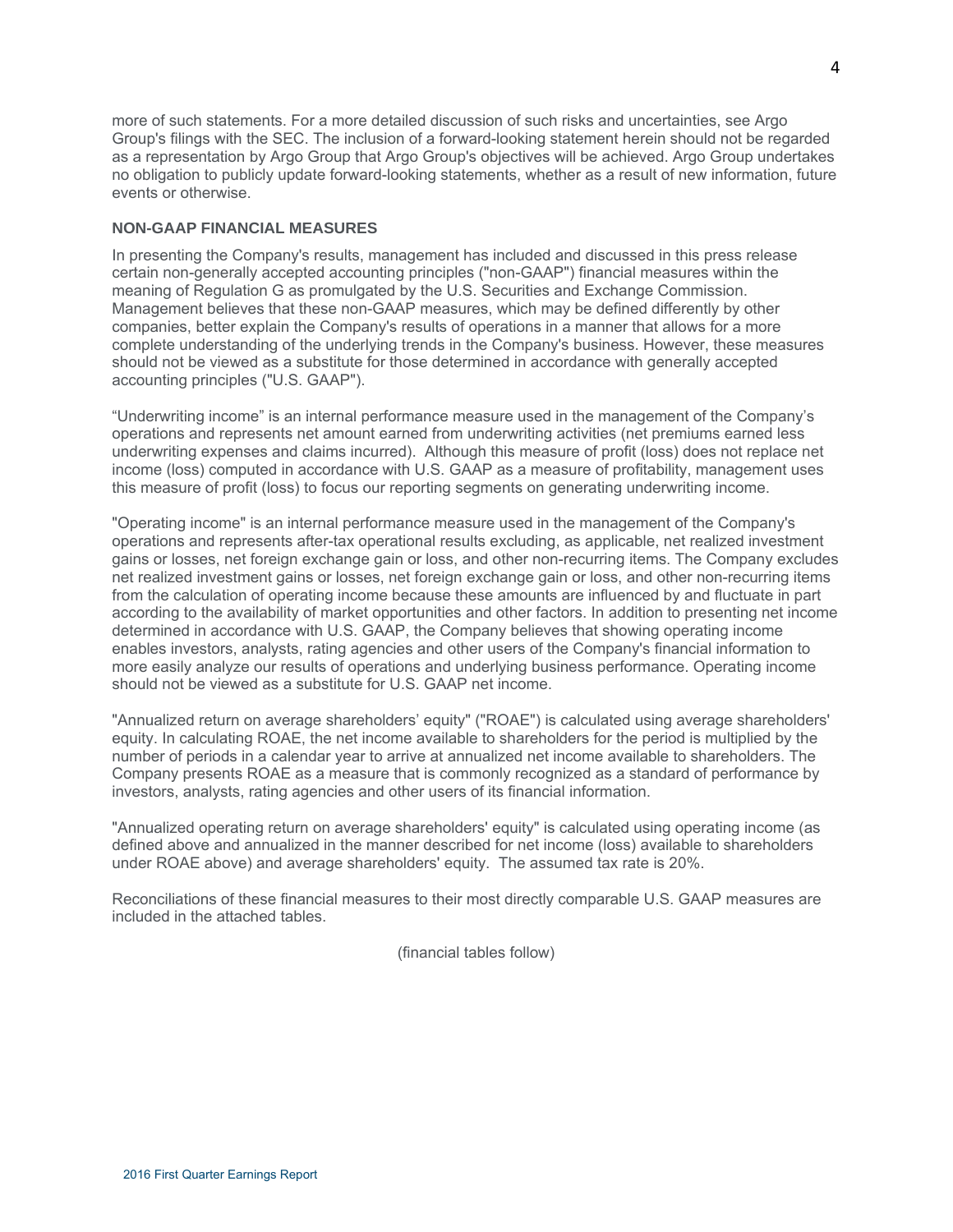more of such statements. For a more detailed discussion of such risks and uncertainties, see Argo Group's filings with the SEC. The inclusion of a forward-looking statement herein should not be regarded as a representation by Argo Group that Argo Group's objectives will be achieved. Argo Group undertakes no obligation to publicly update forward-looking statements, whether as a result of new information, future events or otherwise.

### NON-GAAP FINANCIAL MEASURES

In presenting the Company's results, management has included and discussed in this press release certain non-generally accepted accounting principles ("non-GAAP") financial measures within the meaning of Regulation G as promulgated by the U.S. Securities and Exchange Commission. Management believes that these non-GAAP measures, which may be defined differently by other companies, better explain the Company's results of operations in a manner that allows for a more complete understanding of the underlying trends in the Company's business. However, these measures should not be viewed as a substitute for those determined in accordance with generally accepted accounting principles ("U.S. GAAP").

"Underwriting income" is an internal performance measure used in the management of the Company's operations and represents net amount earned from underwriting activities (net premiums earned less underwriting expenses and claims incurred). Although this measure of profit (loss) does not replace net income (loss) computed in accordance with U.S. GAAP as a measure of profitability, management uses this measure of profit (loss) to focus our reporting segments on generating underwriting income.

"Operating income" is an internal performance measure used in the management of the Company's operations and represents after-tax operational results excluding, as applicable, net realized investment gains or losses, net foreign exchange gain or loss, and other non-recurring items. The Company excludes net realized investment gains or losses, net foreign exchange gain or loss, and other non-recurring items from the calculation of operating income because these amounts are influenced by and fluctuate in part according to the availability of market opportunities and other factors. In addition to presenting net income determined in accordance with U.S. GAAP, the Company believes that showing operating income enables investors, analysts, rating agencies and other users of the Company's financial information to more easily analyze our results of operations and underlying business performance. Operating income should not be viewed as a substitute for U.S. GAAP net income.

"Annualized return on average shareholders' equity" ("ROAE") is calculated using average shareholders' equity. In calculating ROAE, the net income available to shareholders for the period is multiplied by the number of periods in a calendar year to arrive at annualized net income available to shareholders. The Company presents ROAE as a measure that is commonly recognized as a standard of performance by investors, analysts, rating agencies and other users of its financial information.

"Annualized operating return on average shareholders' equity" is calculated using operating income (as defined above and annualized in the manner described for net income (loss) available to shareholders under ROAE above) and average shareholders' equity. The assumed tax rate is 20%.

Reconciliations of these financial measures to their most directly comparable U.S. GAAP measures are included in the attached tables.

(financial tables follow)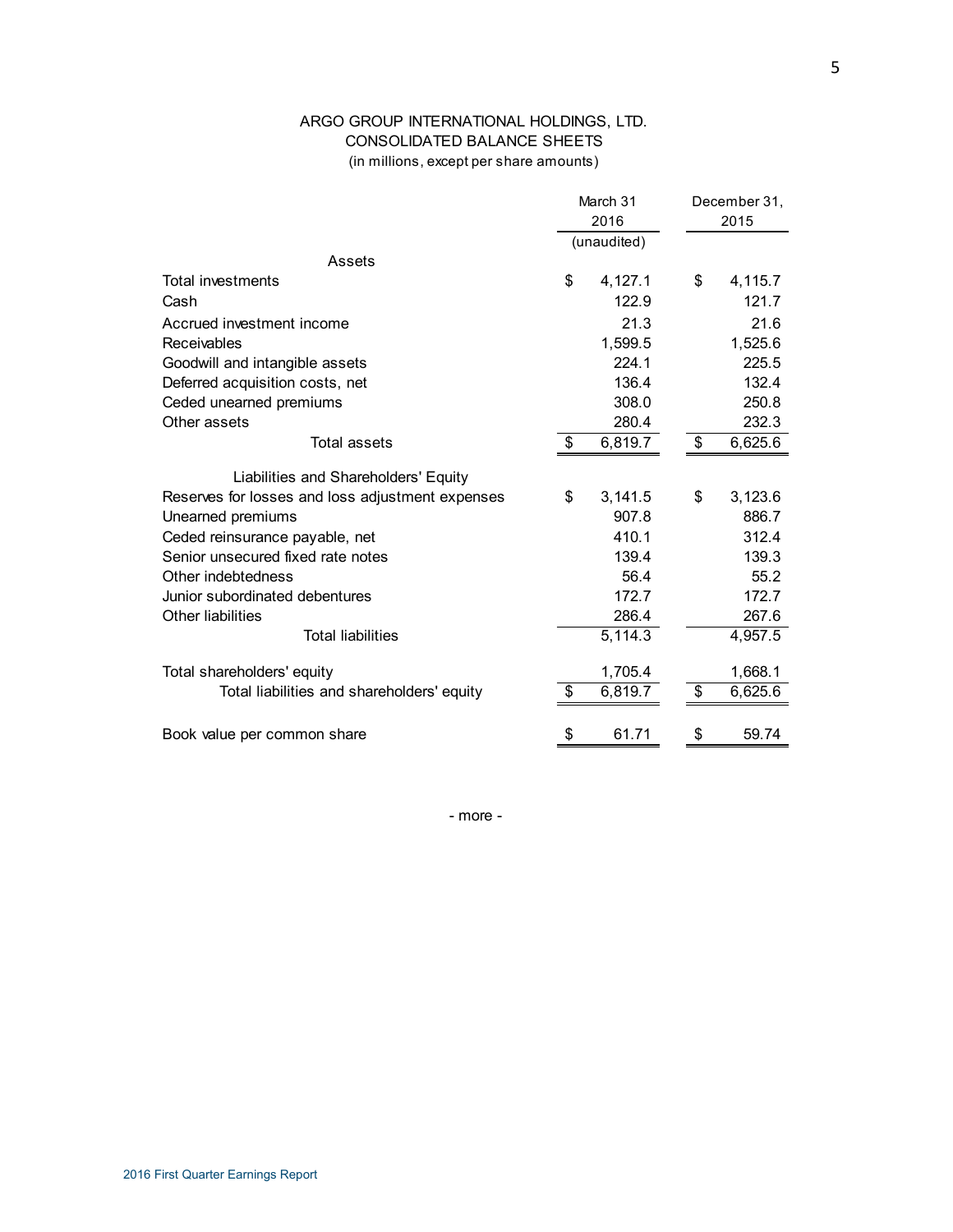# ARGO GROUP INTERNATIONAL HOLDINGS, LTD.
## CONSOLIDATED BALANCE SHEETS
(in millions, except per share amounts)

| | March 31 2016 (unaudited) | December 31, 2015 |
|---|---|---|
| **Assets** | | |
| Total investments | $ 4,127.1 | $ 4,115.7 |
| Cash | 122.9 | 121.7 |
| Accrued investment income | 21.3 | 21.6 |
| Receivables | 1,599.5 | 1,525.6 |
| Goodwill and intangible assets | 224.1 | 225.5 |
| Deferred acquisition costs, net | 136.4 | 132.4 |
| Ceded unearned premiums | 308.0 | 250.8 |
| Other assets | 280.4 | 232.3 |
| Total assets | $ 6,819.7 | $ 6,625.6 |
| **Liabilities and Shareholders' Equity** | | |
| Reserves for losses and loss adjustment expenses | $ 3,141.5 | $ 3,123.6 |
| Unearned premiums | 907.8 | 886.7 |
| Ceded reinsurance payable, net | 410.1 | 312.4 |
| Senior unsecured fixed rate notes | 139.4 | 139.3 |
| Other indebtedness | 56.4 | 55.2 |
| Junior subordinated debentures | 172.7 | 172.7 |
| Other liabilities | 286.4 | 267.6 |
| Total liabilities | 5,114.3 | 4,957.5 |
| Total shareholders' equity | 1,705.4 | 1,668.1 |
| Total liabilities and shareholders' equity | $ 6,819.7 | $ 6,625.6 |
| Book value per common share | $ 61.71 | $ 59.74 |

- more -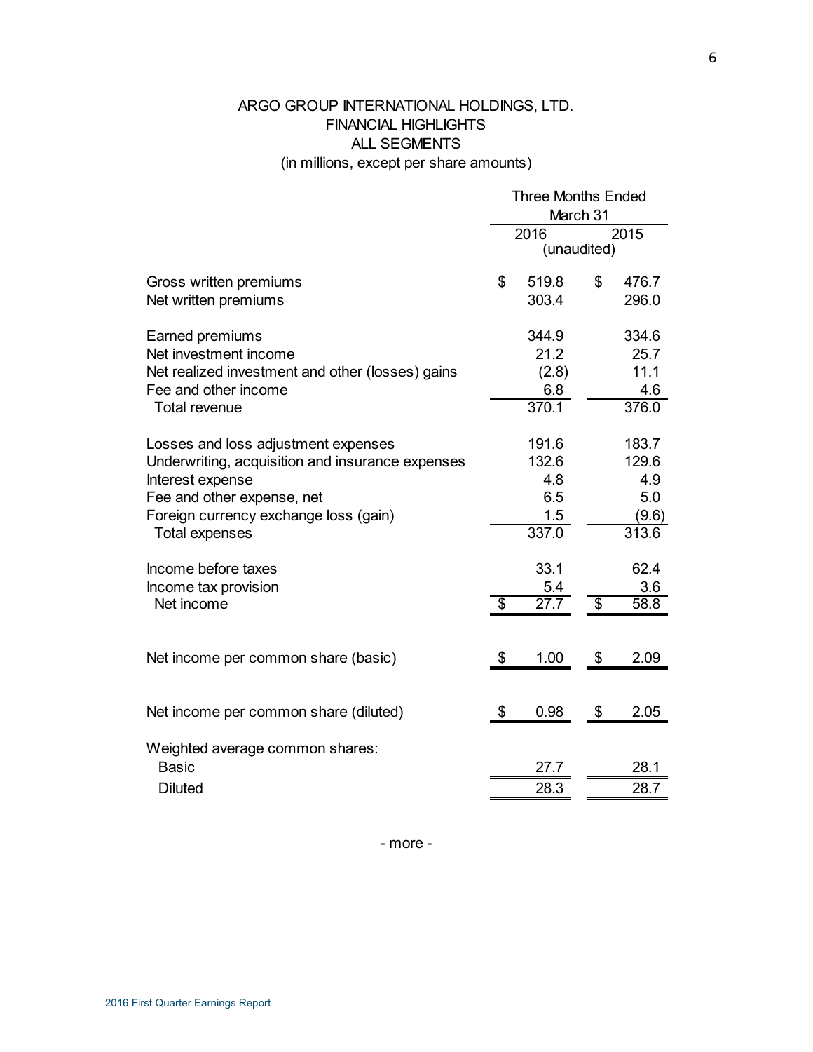# ARGO GROUP INTERNATIONAL HOLDINGS, LTD.
## FINANCIAL HIGHLIGHTS
## ALL SEGMENTS
(in millions, except per share amounts)

| | Three Months Ended March 31 | |
|---|---|---|
| | 2016 | 2015 |
| | (unaudited) | |
| Gross written premiums | $ 519.8 | $ 476.7 |
| Net written premiums | 303.4 | 296.0 |
| | | |
| Earned premiums | 344.9 | 334.6 |
| Net investment income | 21.2 | 25.7 |
| Net realized investment and other (losses) gains | (2.8) | 11.1 |
| Fee and other income | 6.8 | 4.6 |
| Total revenue | 370.1 | 376.0 |
| | | |
| Losses and loss adjustment expenses | 191.6 | 183.7 |
| Underwriting, acquisition and insurance expenses | 132.6 | 129.6 |
| Interest expense | 4.8 | 4.9 |
| Fee and other expense, net | 6.5 | 5.0 |
| Foreign currency exchange loss (gain) | 1.5 | (9.6) |
| Total expenses | 337.0 | 313.6 |
| | | |
| Income before taxes | 33.1 | 62.4 |
| Income tax provision | 5.4 | 3.6 |
| Net income | $ 27.7 | $ 58.8 |
| | | |
| Net income per common share (basic) | $ 1.00 | $ 2.09 |
| | | |
| Net income per common share (diluted) | $ 0.98 | $ 2.05 |
| | | |
| Weighted average common shares: | | |
| Basic | 27.7 | 28.1 |
| Diluted | 28.3 | 28.7 |

- more -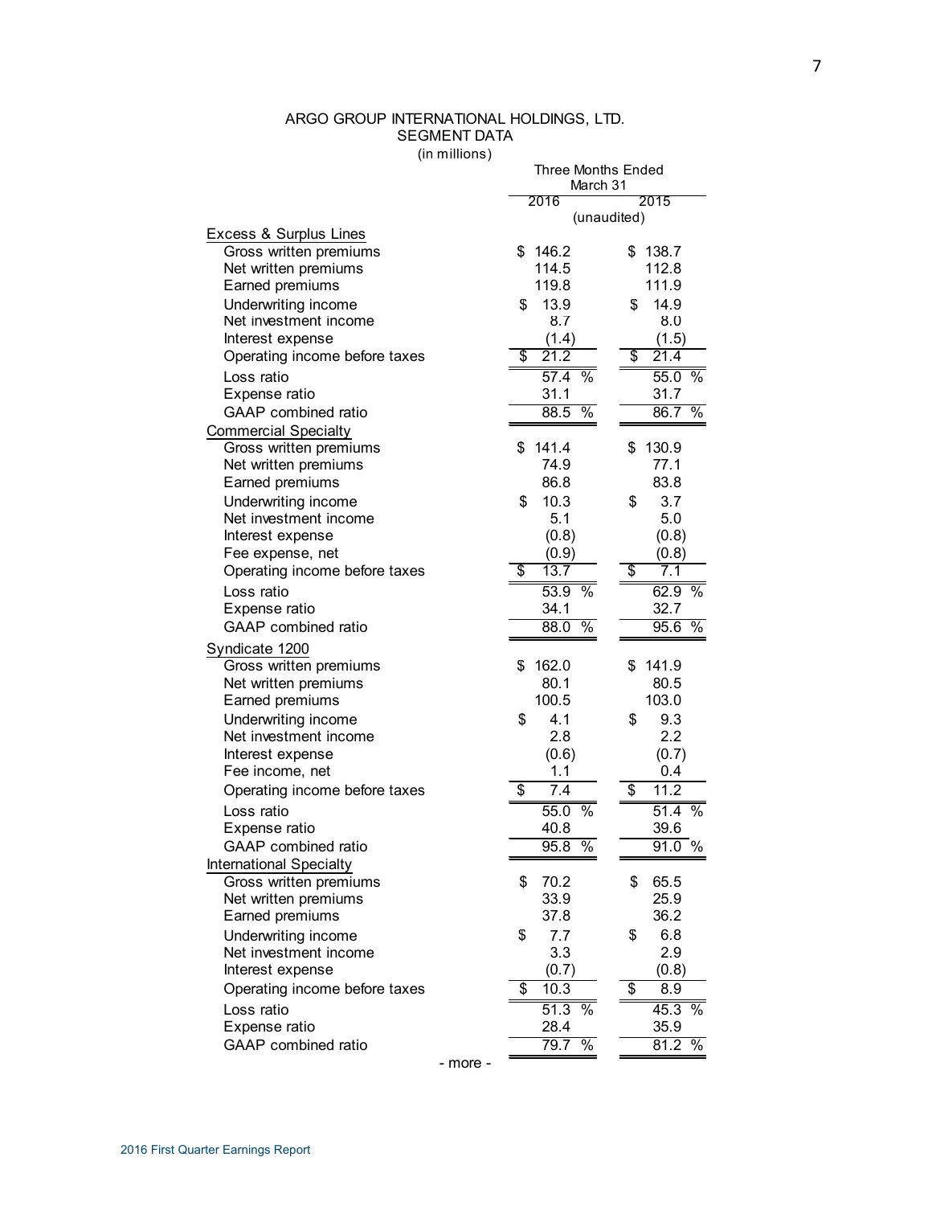# ARGO GROUP INTERNATIONAL HOLDINGS, LTD.
## SEGMENT DATA
(in millions)

| | Three Months Ended March 31 | |
|---|---|---|
| | 2016 | 2015 |
| | (unaudited) | |
| **Excess & Surplus Lines** | | |
| Gross written premiums | $ 146.2 | $ 138.7 |
| Net written premiums | 114.5 | 112.8 |
| Earned premiums | 119.8 | 111.9 |
| Underwriting income | $ 13.9 | $ 14.9 |
| Net investment income | 8.7 | 8.0 |
| Interest expense | (1.4) | (1.5) |
| Operating income before taxes | $ 21.2 | $ 21.4 |
| Loss ratio | 57.4 % | 55.0 % |
| Expense ratio | 31.1 | 31.7 |
| GAAP combined ratio | 88.5 % | 86.7 % |
| **Commercial Specialty** | | |
| Gross written premiums | $ 141.4 | $ 130.9 |
| Net written premiums | 74.9 | 77.1 |
| Earned premiums | 86.8 | 83.8 |
| Underwriting income | $ 10.3 | $ 3.7 |
| Net investment income | 5.1 | 5.0 |
| Interest expense | (0.8) | (0.8) |
| Fee expense, net | (0.9) | (0.8) |
| Operating income before taxes | $ 13.7 | $ 7.1 |
| Loss ratio | 53.9 % | 62.9 % |
| Expense ratio | 34.1 | 32.7 |
| GAAP combined ratio | 88.0 % | 95.6 % |
| **Syndicate 1200** | | |
| Gross written premiums | $ 162.0 | $ 141.9 |
| Net written premiums | 80.1 | 80.5 |
| Earned premiums | 100.5 | 103.0 |
| Underwriting income | $ 4.1 | $ 9.3 |
| Net investment income | 2.8 | 2.2 |
| Interest expense | (0.6) | (0.7) |
| Fee income, net | 1.1 | 0.4 |
| Operating income before taxes | $ 7.4 | $ 11.2 |
| Loss ratio | 55.0 % | 51.4 % |
| Expense ratio | 40.8 | 39.6 |
| GAAP combined ratio | 95.8 % | 91.0 % |
| **International Specialty** | | |
| Gross written premiums | $ 70.2 | $ 65.5 |
| Net written premiums | 33.9 | 25.9 |
| Earned premiums | 37.8 | 36.2 |
| Underwriting income | $ 7.7 | $ 6.8 |
| Net investment income | 3.3 | 2.9 |
| Interest expense | (0.7) | (0.8) |
| Operating income before taxes | $ 10.3 | $ 8.9 |
| Loss ratio | 51.3 % | 45.3 % |
| Expense ratio | 28.4 | 35.9 |
| GAAP combined ratio | 79.7 % | 81.2 % |

- more -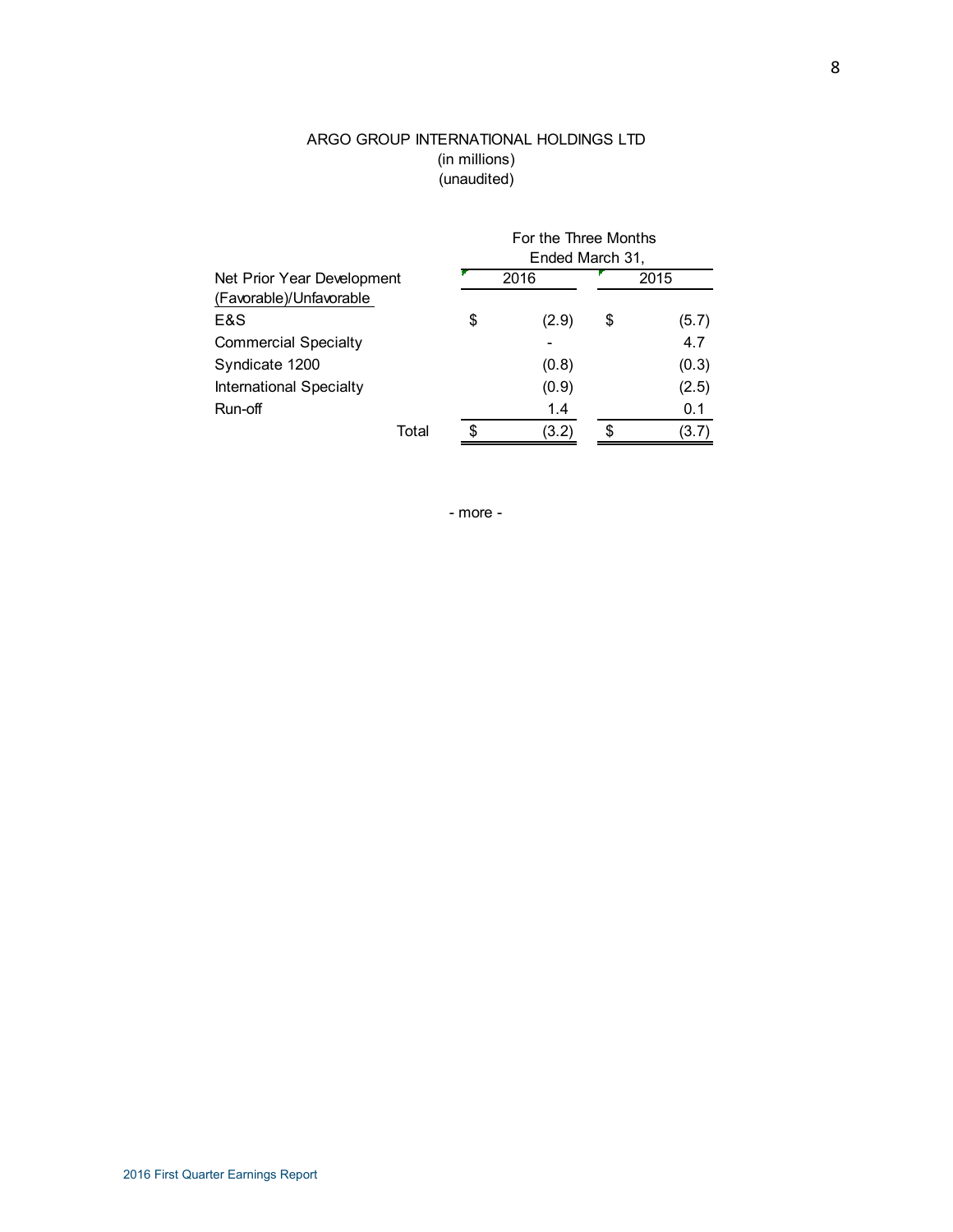ARGO GROUP INTERNATIONAL HOLDINGS LTD
(in millions)
(unaudited)

| Net Prior Year Development (Favorable)/Unfavorable | For the Three Months Ended March 31, 2016 | 2015 |
|---|---|---|
| E&S | $ (2.9) | $ (5.7) |
| Commercial Specialty | - | 4.7 |
| Syndicate 1200 | (0.8) | (0.3) |
| International Specialty | (0.9) | (2.5) |
| Run-off | 1.4 | 0.1 |
| Total | $ (3.2) | $ (3.7) |

- more -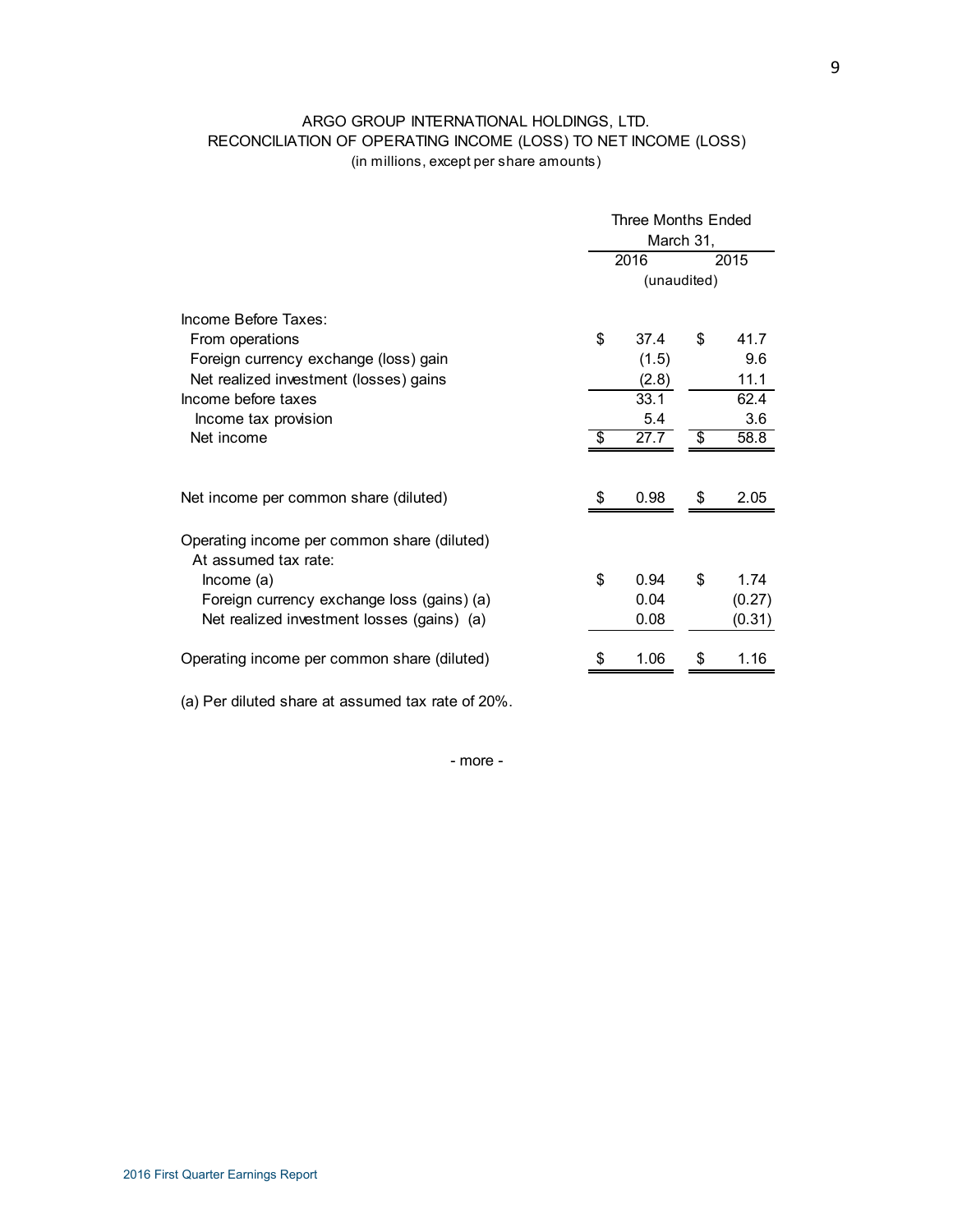ARGO GROUP INTERNATIONAL HOLDINGS, LTD.
RECONCILIATION OF OPERATING INCOME (LOSS) TO NET INCOME (LOSS)
(in millions, except per share amounts)

| | Three Months Ended March 31, | |
|---|---|---|
| | 2016 | 2015 |
| | (unaudited) | |
| Income Before Taxes: | | |
| From operations | $ 37.4 | $ 41.7 |
| Foreign currency exchange (loss) gain | (1.5) | 9.6 |
| Net realized investment (losses) gains | (2.8) | 11.1 |
| Income before taxes | 33.1 | 62.4 |
| Income tax provision | 5.4 | 3.6 |
| Net income | $ 27.7 | $ 58.8 |
| | | |
| Net income per common share (diluted) | $ 0.98 | $ 2.05 |
| | | |
| Operating income per common share (diluted) | | |
| At assumed tax rate: | | |
| Income (a) | $ 0.94 | $ 1.74 |
| Foreign currency exchange loss (gains) (a) | 0.04 | (0.27) |
| Net realized investment losses (gains) (a) | 0.08 | (0.31) |
| | | |
| Operating income per common share (diluted) | $ 1.06 | $ 1.16 |

(a) Per diluted share at assumed tax rate of 20%.

- more -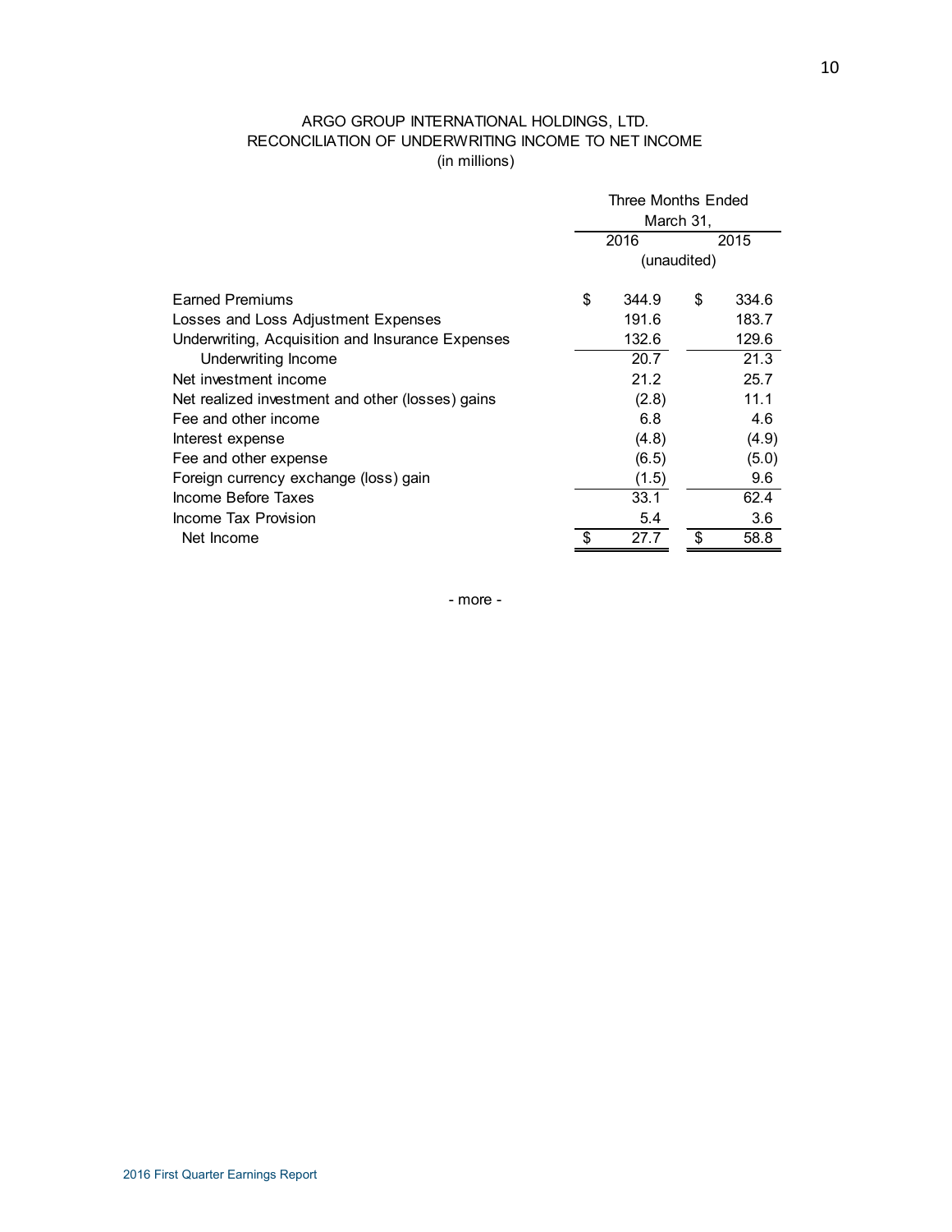# ARGO GROUP INTERNATIONAL HOLDINGS, LTD.
## RECONCILIATION OF UNDERWRITING INCOME TO NET INCOME
(in millions)

| | Three Months Ended March 31, | |
|---|---|---|
| | 2016 | 2015 |
| | (unaudited) | |
| Earned Premiums | $ 344.9 | $ 334.6 |
| Losses and Loss Adjustment Expenses | 191.6 | 183.7 |
| Underwriting, Acquisition and Insurance Expenses | 132.6 | 129.6 |
| Underwriting Income | 20.7 | 21.3 |
| Net investment income | 21.2 | 25.7 |
| Net realized investment and other (losses) gains | (2.8) | 11.1 |
| Fee and other income | 6.8 | 4.6 |
| Interest expense | (4.8) | (4.9) |
| Fee and other expense | (6.5) | (5.0) |
| Foreign currency exchange (loss) gain | (1.5) | 9.6 |
| Income Before Taxes | 33.1 | 62.4 |
| Income Tax Provision | 5.4 | 3.6 |
| Net Income | $ 27.7 | $ 58.8 |

- more -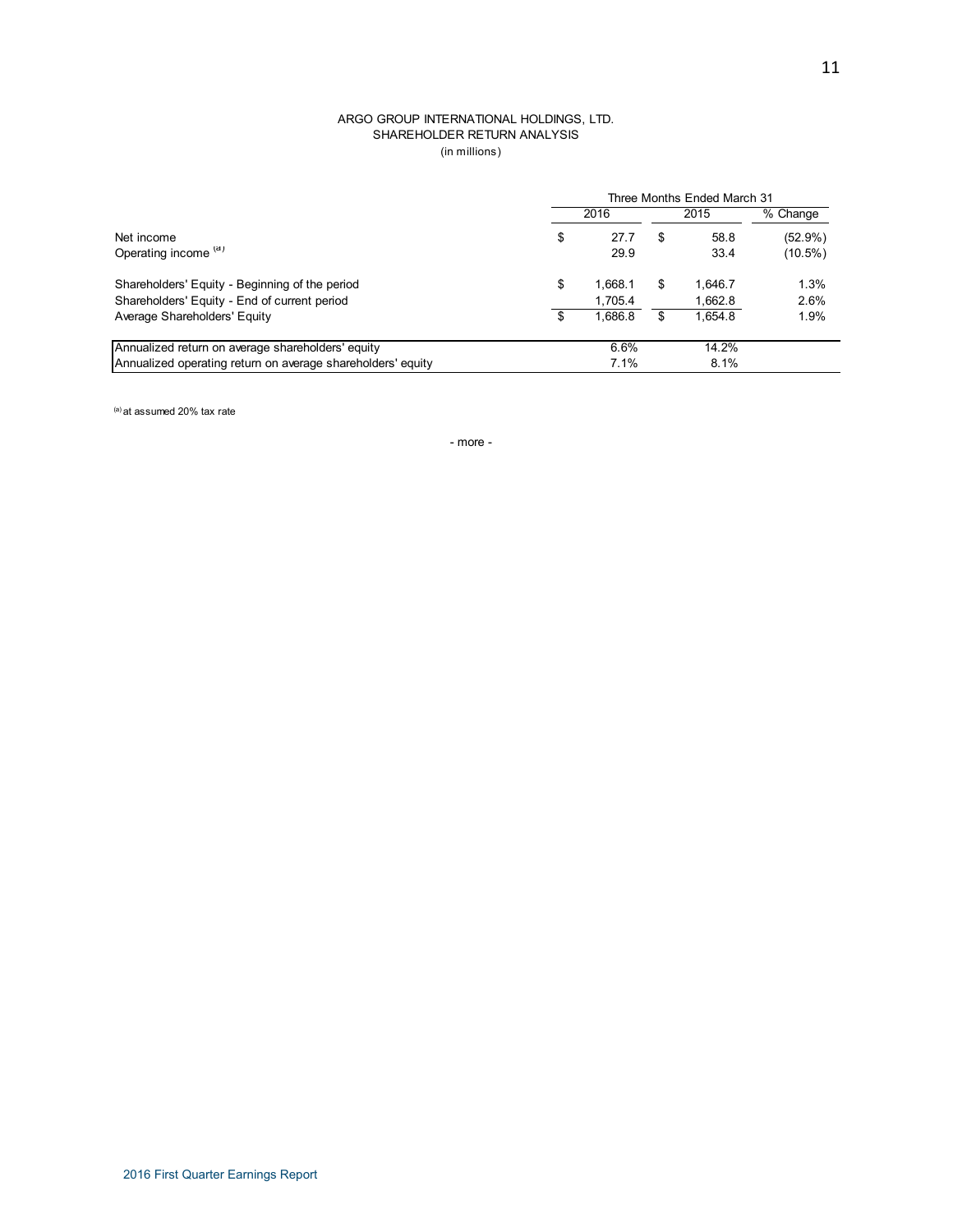ARGO GROUP INTERNATIONAL HOLDINGS, LTD.
SHAREHOLDER RETURN ANALYSIS
(in millions)

| | Three Months Ended March 31 | | |
|---|---|---|---|
| | 2016 | 2015 | % Change |
| Net income | $ 27.7 | $ 58.8 | (52.9%) |
| Operating income [(a)] | 29.9 | 33.4 | (10.5%) |
| Shareholders' Equity - Beginning of the period | $ 1,668.1 | $ 1,646.7 | 1.3% |
| Shareholders' Equity - End of current period | 1,705.4 | 1,662.8 | 2.6% |
| Average Shareholders' Equity | $ 1,686.8 | $ 1,654.8 | 1.9% |
| Annualized return on average shareholders' equity | 6.6% | 14.2% | |
| Annualized operating return on average shareholders' equity | 7.1% | 8.1% | |

[(a)] at assumed 20% tax rate

- more -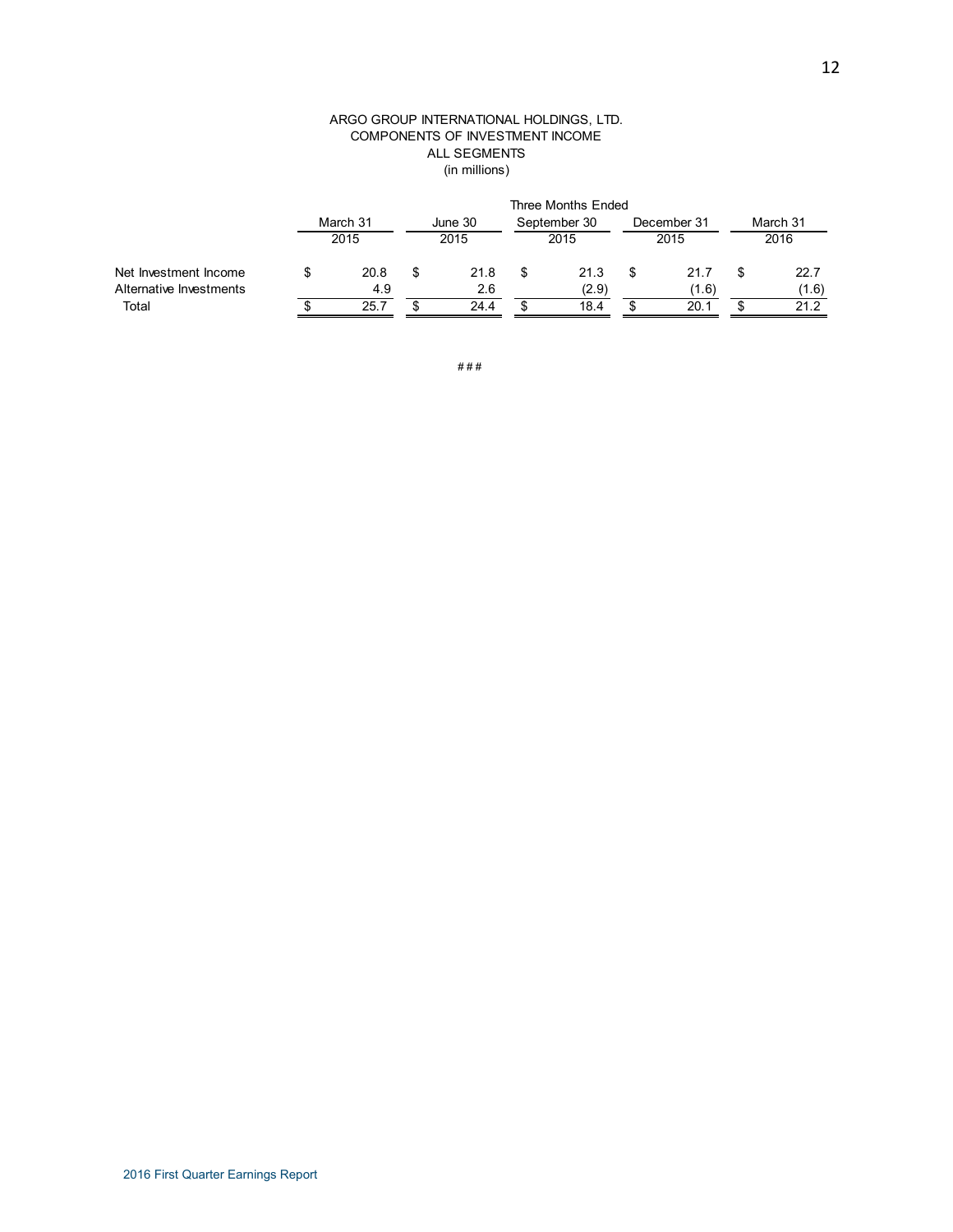ARGO GROUP INTERNATIONAL HOLDINGS, LTD.
COMPONENTS OF INVESTMENT INCOME
ALL SEGMENTS
(in millions)

| | Three Months Ended | | | | |
|---|---|---|---|---|---|
| | March 31 2015 | June 30 2015 | September 30 2015 | December 31 2015 | March 31 2016 |
| Net Investment Income | $ 20.8 | $ 21.8 | $ 21.3 | $ 21.7 | $ 22.7 |
| Alternative Investments | 4.9 | 2.6 | (2.9) | (1.6) | (1.6) |
| Total | $ 25.7 | $ 24.4 | $ 18.4 | $ 20.1 | $ 21.2 |

###